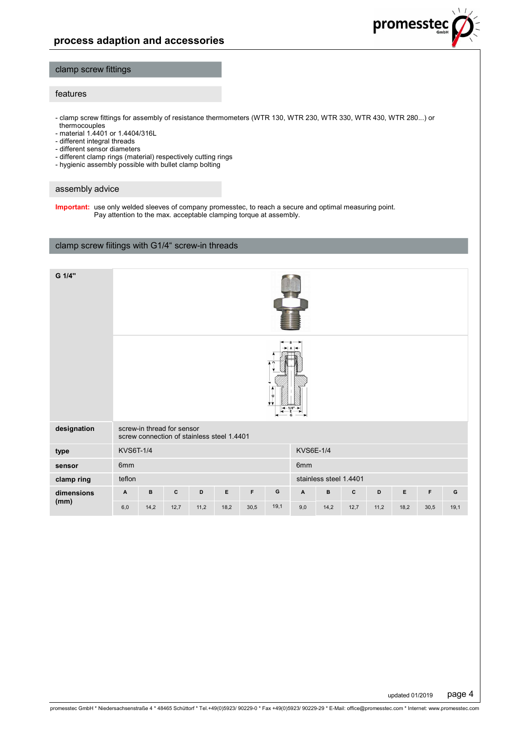# process adaption and accessories

## clamp screw fittings

### features

- clamp screw fittings for assembly of resistance thermometers (WTR 130, WTR 230, WTR 330, WTR 430, WTR 280...) or thermocouples
- material 1.4401 or 1.4404/316L
- different integral threads
- different sensor diameters
- different clamp rings (material) respectively cutting rings
- hygienic assembly possible with bullet clamp bolting

### assembly advice

**Important:** use only welded sleeves of company promesstec, to reach a secure and optimal measuring point.
Pay attention to the max. acceptable clamping torque at assembly.

## clamp screw fiitings with G1/4“ screw-in threads

**G 1/4"**

| | | | | | | | | | | | | | | |
|---|---|---|---|---|---|---|---|---|---|---|---|---|---|---|
| **designation** | screw-in thread for sensor<br>screw connection of stainless steel 1.4401 | | | | | | | | | | | | | |
| **type** | KVS6T-1/4 | | | | | | | KVS6E-1/4 | | | | | | |
| **sensor** | 6mm | | | | | | | 6mm | | | | | | |
| **clamp ring** | teflon | | | | | | | stainless steel 1.4401 | | | | | | |
| **dimensions (mm)** | **A** | **B** | **C** | **D** | **E** | **F** | **G** | **A** | **B** | **C** | **D** | **E** | **F** | **G** |
| | 6,0 | 14,2 | 12,7 | 11,2 | 18,2 | 30,5 | 19,1 | 9,0 | 14,2 | 12,7 | 11,2 | 18,2 | 30,5 | 19,1 |

updated 01/2019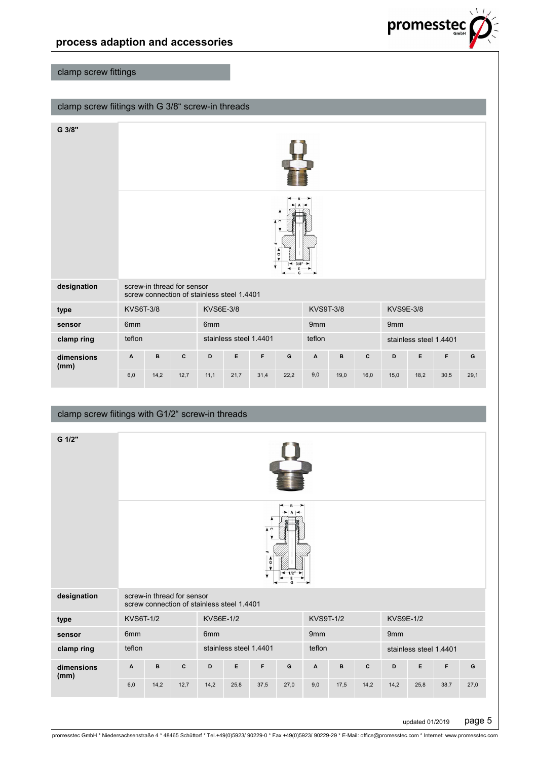## process adaption and accessories

### clamp screw fittings

### clamp screw fiitings with G 3/8“ screw-in threads

| G 3/8" | | | | | | | | | | | | | | |
|---|---|---|---|---|---|---|---|---|---|---|---|---|---|---|
| **designation** | screw-in thread for sensor<br>screw connection of stainless steel 1.4401 | | | | | | | | | | | | | |
| **type** | KVS6T-3/8 | | | KVS6E-3/8 | | | | KVS9T-3/8 | | | KVS9E-3/8 | | | |
| **sensor** | 6mm | | | 6mm | | | | 9mm | | | 9mm | | | |
| **clamp ring** | teflon | | | stainless steel 1.4401 | | | | teflon | | | stainless steel 1.4401 | | | |
| **dimensions (mm)** | **A** | **B** | **C** | **D** | **E** | **F** | **G** | **A** | **B** | **C** | **D** | **E** | **F** | **G** |
| | 6,0 | 14,2 | 12,7 | 11,1 | 21,7 | 31,4 | 22,2 | 9,0 | 19,0 | 16,0 | 15,0 | 18,2 | 30,5 | 29,1 |

### clamp screw fiitings with G1/2“ screw-in threads

| G 1/2" | | | | | | | | | | | | | | |
|---|---|---|---|---|---|---|---|---|---|---|---|---|---|---|
| **designation** | screw-in thread for sensor<br>screw connection of stainless steel 1.4401 | | | | | | | | | | | | | |
| **type** | KVS6T-1/2 | | | KVS6E-1/2 | | | | KVS9T-1/2 | | | KVS9E-1/2 | | | |
| **sensor** | 6mm | | | 6mm | | | | 9mm | | | 9mm | | | |
| **clamp ring** | teflon | | | stainless steel 1.4401 | | | | teflon | | | stainless steel 1.4401 | | | |
| **dimensions (mm)** | **A** | **B** | **C** | **D** | **E** | **F** | **G** | **A** | **B** | **C** | **D** | **E** | **F** | **G** |
| | 6,0 | 14,2 | 12,7 | 14,2 | 25,8 | 37,5 | 27,0 | 9,0 | 17,5 | 14,2 | 14,2 | 25,8 | 38,7 | 27,0 |

updated 01/2019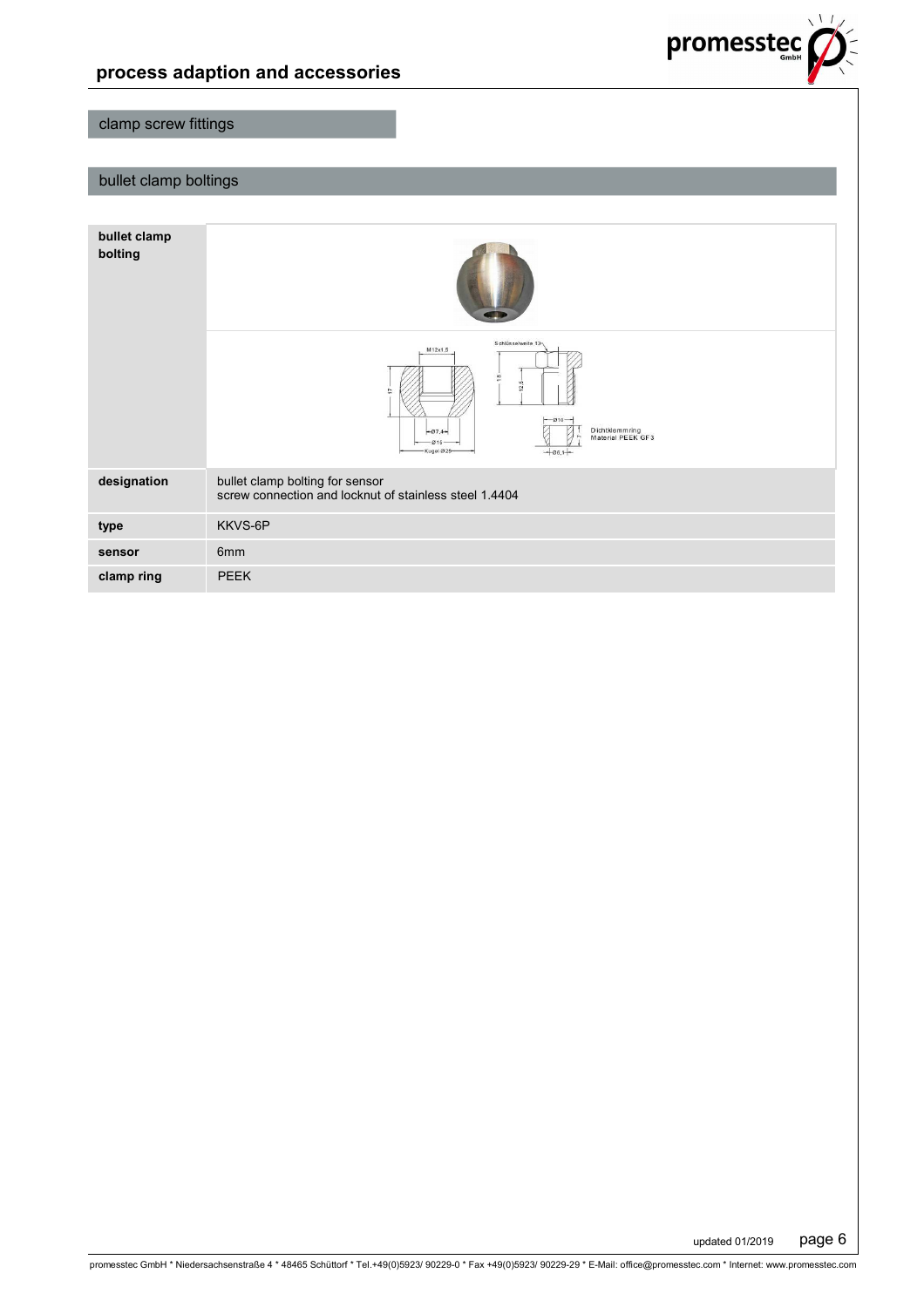## process adaption and accessories

### clamp screw fittings

### bullet clamp boltings

| | |
|---|---|
| **bullet clamp bolting** | |
| **designation** | bullet clamp bolting for sensor<br>screw connection and locknut of stainless steel 1.4404 |
| **type** | KKVS-6P |
| **sensor** | 6mm |
| **clamp ring** | PEEK |

promesstec GmbH * Niedersachsenstraße 4 * 48465 Schüttorf * Tel.+49(0)5923/ 90229-0 * Fax +49(0)5923/ 90229-29 * E-Mail: office@promesstec.com * Internet: www.promesstec.com